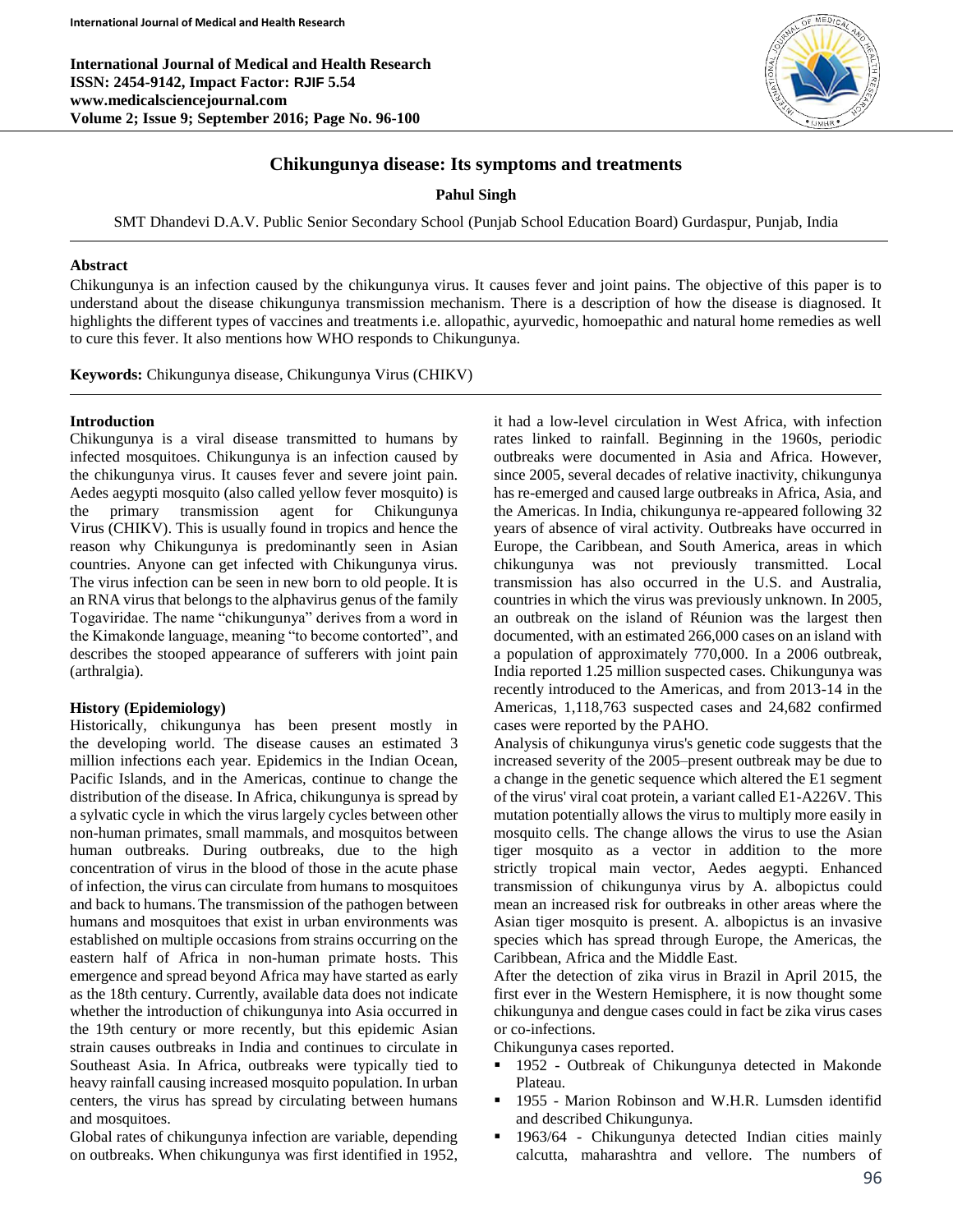# Chikungunya disease: Its symptoms and treatments

**Pahul Singh**

SMT Dhandevi D.A.V. Public Senior Secondary School (Punjab School Education Board) Gurdaspur, Punjab, India

### Abstract

Chikungunya is an infection caused by the chikungunya virus. It causes fever and joint pains. The objective of this paper is to understand about the disease chikungunya transmission mechanism. There is a description of how the disease is diagnosed. It highlights the different types of vaccines and treatments i.e. allopathic, ayurvedic, homoepathic and natural home remedies as well to cure this fever. It also mentions how WHO responds to Chikungunya.

**Keywords:** Chikungunya disease, Chikungunya Virus (CHIKV)

### Introduction

Chikungunya is a viral disease transmitted to humans by infected mosquitoes. Chikungunya is an infection caused by the chikungunya virus. It causes fever and severe joint pain. Aedes aegypti mosquito (also called yellow fever mosquito) is the primary transmission agent for Chikungunya Virus (CHIKV). This is usually found in tropics and hence the reason why Chikungunya is predominantly seen in Asian countries. Anyone can get infected with Chikungunya virus. The virus infection can be seen in new born to old people. It is an RNA virus that belongs to the alphavirus genus of the family Togaviridae. The name "chikungunya" derives from a word in the Kimakonde language, meaning "to become contorted", and describes the stooped appearance of sufferers with joint pain (arthralgia).

### History (Epidemiology)

Historically, chikungunya has been present mostly in the developing world. The disease causes an estimated 3 million infections each year. Epidemics in the Indian Ocean, Pacific Islands, and in the Americas, continue to change the distribution of the disease. In Africa, chikungunya is spread by a sylvatic cycle in which the virus largely cycles between other non-human primates, small mammals, and mosquitos between human outbreaks. During outbreaks, due to the high concentration of virus in the blood of those in the acute phase of infection, the virus can circulate from humans to mosquitoes and back to humans. The transmission of the pathogen between humans and mosquitoes that exist in urban environments was established on multiple occasions from strains occurring on the eastern half of Africa in non-human primate hosts. This emergence and spread beyond Africa may have started as early as the 18th century. Currently, available data does not indicate whether the introduction of chikungunya into Asia occurred in the 19th century or more recently, but this epidemic Asian strain causes outbreaks in India and continues to circulate in Southeast Asia. In Africa, outbreaks were typically tied to heavy rainfall causing increased mosquito population. In urban centers, the virus has spread by circulating between humans and mosquitoes.

Global rates of chikungunya infection are variable, depending on outbreaks. When chikungunya was first identified in 1952, it had a low-level circulation in West Africa, with infection rates linked to rainfall. Beginning in the 1960s, periodic outbreaks were documented in Asia and Africa. However, since 2005, several decades of relative inactivity, chikungunya has re-emerged and caused large outbreaks in Africa, Asia, and the Americas. In India, chikungunya re-appeared following 32 years of absence of viral activity. Outbreaks have occurred in Europe, the Caribbean, and South America, areas in which chikungunya was not previously transmitted. Local transmission has also occurred in the U.S. and Australia, countries in which the virus was previously unknown. In 2005, an outbreak on the island of Réunion was the largest then documented, with an estimated 266,000 cases on an island with a population of approximately 770,000. In a 2006 outbreak, India reported 1.25 million suspected cases. Chikungunya was recently introduced to the Americas, and from 2013-14 in the Americas, 1,118,763 suspected cases and 24,682 confirmed cases were reported by the PAHO.

Analysis of chikungunya virus's genetic code suggests that the increased severity of the 2005–present outbreak may be due to a change in the genetic sequence which altered the E1 segment of the virus' viral coat protein, a variant called E1-A226V. This mutation potentially allows the virus to multiply more easily in mosquito cells. The change allows the virus to use the Asian tiger mosquito as a vector in addition to the more strictly tropical main vector, Aedes aegypti. Enhanced transmission of chikungunya virus by A. albopictus could mean an increased risk for outbreaks in other areas where the Asian tiger mosquito is present. A. albopictus is an invasive species which has spread through Europe, the Americas, the Caribbean, Africa and the Middle East.

After the detection of zika virus in Brazil in April 2015, the first ever in the Western Hemisphere, it is now thought some chikungunya and dengue cases could in fact be zika virus cases or co-infections.

Chikungunya cases reported.

- 1952 - Outbreak of Chikungunya detected in Makonde Plateau.
- 1955 - Marion Robinson and W.H.R. Lumsden identifid and described Chikungunya.
- 1963/64 - Chikungunya detected Indian cities mainly calcutta, maharashtra and vellore. The numbers of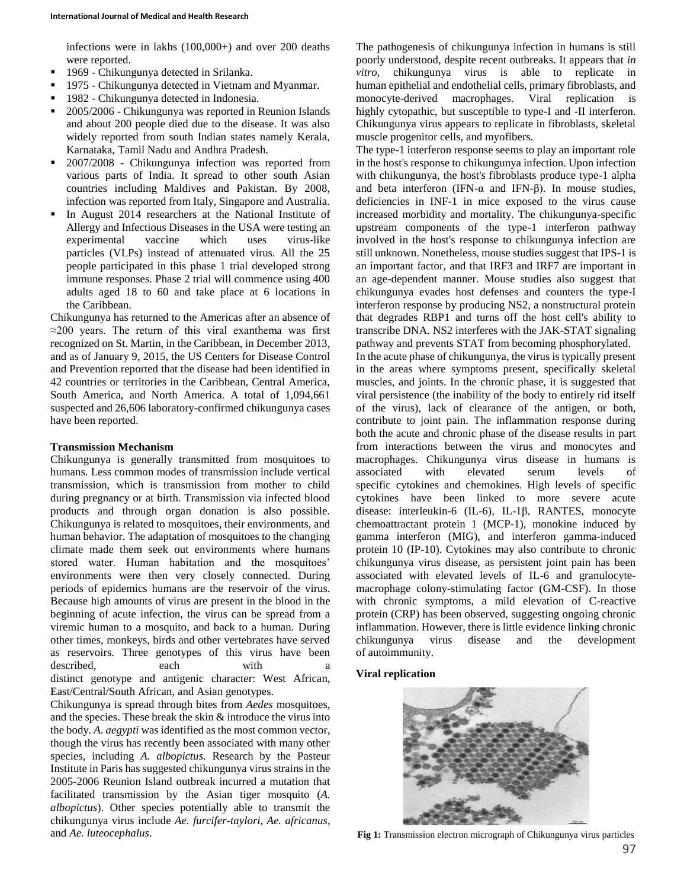infections were in lakhs (100,000+) and over 200 deaths were reported.

- 1969 - Chikungunya detected in Srilanka.
- 1975 - Chikungunya detected in Vietnam and Myanmar.
- 1982 - Chikungunya detected in Indonesia.
- 2005/2006 - Chikungunya was reported in Reunion Islands and about 200 people died due to the disease. It was also widely reported from south Indian states namely Kerala, Karnataka, Tamil Nadu and Andhra Pradesh.
- 2007/2008 - Chikungunya infection was reported from various parts of India. It spread to other south Asian countries including Maldives and Pakistan. By 2008, infection was reported from Italy, Singapore and Australia.
- In August 2014 researchers at the National Institute of Allergy and Infectious Diseases in the USA were testing an experimental vaccine which uses virus-like particles (VLPs) instead of attenuated virus. All the 25 people participated in this phase 1 trial developed strong immune responses. Phase 2 trial will commence using 400 adults aged 18 to 60 and take place at 6 locations in the Caribbean.

Chikungunya has returned to the Americas after an absence of ≈200 years. The return of this viral exanthema was first recognized on St. Martin, in the Caribbean, in December 2013, and as of January 9, 2015, the US Centers for Disease Control and Prevention reported that the disease had been identified in 42 countries or territories in the Caribbean, Central America, South America, and North America. A total of 1,094,661 suspected and 26,606 laboratory-confirmed chikungunya cases have been reported.

**Transmission Mechanism**

Chikungunya is generally transmitted from mosquitoes to humans. Less common modes of transmission include vertical transmission, which is transmission from mother to child during pregnancy or at birth. Transmission via infected blood products and through organ donation is also possible. Chikungunya is related to mosquitoes, their environments, and human behavior. The adaptation of mosquitoes to the changing climate made them seek out environments where humans stored water. Human habitation and the mosquitoes' environments were then very closely connected. During periods of epidemics humans are the reservoir of the virus. Because high amounts of virus are present in the blood in the beginning of acute infection, the virus can be spread from a viremic human to a mosquito, and back to a human. During other times, monkeys, birds and other vertebrates have served as reservoirs. Three genotypes of this virus have been described, each with a distinct genotype and antigenic character: West African, East/Central/South African, and Asian genotypes.

Chikungunya is spread through bites from *Aedes* mosquitoes, and the species. These break the skin & introduce the virus into the body. *A. aegypti* was identified as the most common vector, though the virus has recently been associated with many other species, including *A. albopictus*. Research by the Pasteur Institute in Paris has suggested chikungunya virus strains in the 2005-2006 Reunion Island outbreak incurred a mutation that facilitated transmission by the Asian tiger mosquito (*A. albopictus*). Other species potentially able to transmit the chikungunya virus include *Ae. furcifer-taylori*, *Ae. africanus*, and *Ae. luteocephalus*.

The pathogenesis of chikungunya infection in humans is still poorly understood, despite recent outbreaks. It appears that *in vitro*, chikungunya virus is able to replicate in human epithelial and endothelial cells, primary fibroblasts, and monocyte-derived macrophages. Viral replication is highly cytopathic, but susceptible to type-I and -II interferon. Chikungunya virus appears to replicate in fibroblasts, skeletal muscle progenitor cells, and myofibers.

The type-1 interferon response seems to play an important role in the host's response to chikungunya infection. Upon infection with chikungunya, the host's fibroblasts produce type-1 alpha and beta interferon (IFN-α and IFN-β). In mouse studies, deficiencies in INF-1 in mice exposed to the virus cause increased morbidity and mortality. The chikungunya-specific upstream components of the type-1 interferon pathway involved in the host's response to chikungunya infection are still unknown. Nonetheless, mouse studies suggest that IPS-1 is an important factor, and that IRF3 and IRF7 are important in an age-dependent manner. Mouse studies also suggest that chikungunya evades host defenses and counters the type-I interferon response by producing NS2, a nonstructural protein that degrades RBP1 and turns off the host cell's ability to transcribe DNA. NS2 interferes with the JAK-STAT signaling pathway and prevents STAT from becoming phosphorylated.

In the acute phase of chikungunya, the virus is typically present in the areas where symptoms present, specifically skeletal muscles, and joints. In the chronic phase, it is suggested that viral persistence (the inability of the body to entirely rid itself of the virus), lack of clearance of the antigen, or both, contribute to joint pain. The inflammation response during both the acute and chronic phase of the disease results in part from interactions between the virus and monocytes and macrophages. Chikungunya virus disease in humans is associated with elevated serum levels of specific cytokines and chemokines. High levels of specific cytokines have been linked to more severe acute disease: interleukin-6 (IL-6), IL-1β, RANTES, monocyte chemoattractant protein 1 (MCP-1), monokine induced by gamma interferon (MIG), and interferon gamma-induced protein 10 (IP-10). Cytokines may also contribute to chronic chikungunya virus disease, as persistent joint pain has been associated with elevated levels of IL-6 and granulocyte-macrophage colony-stimulating factor (GM-CSF). In those with chronic symptoms, a mild elevation of C-reactive protein (CRP) has been observed, suggesting ongoing chronic inflammation. However, there is little evidence linking chronic chikungunya virus disease and the development of autoimmunity.

**Viral replication**

**Fig 1:** Transmission electron micrograph of Chikungunya virus particles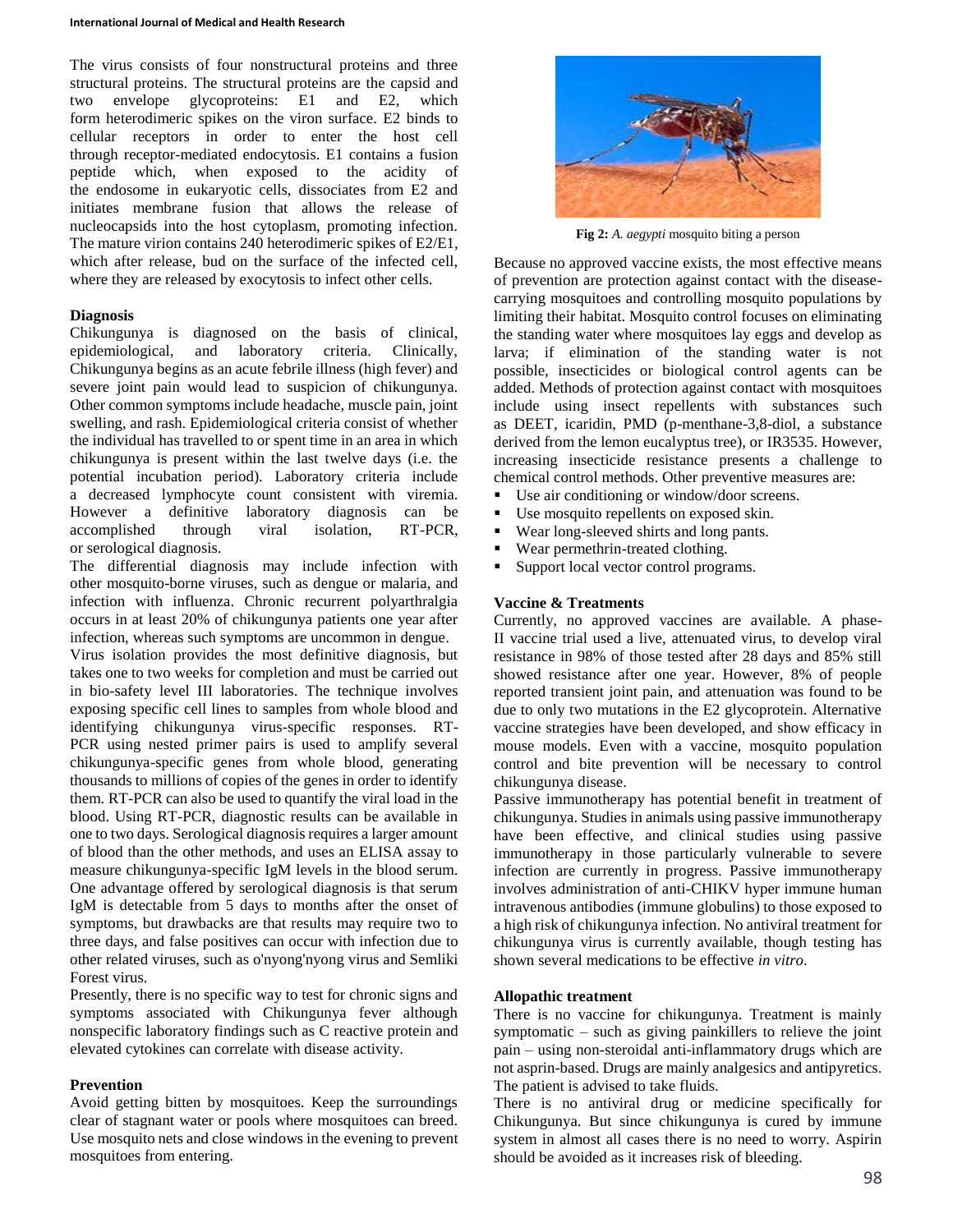The virus consists of four nonstructural proteins and three structural proteins. The structural proteins are the capsid and two envelope glycoproteins: E1 and E2, which form heterodimeric spikes on the viron surface. E2 binds to cellular receptors in order to enter the host cell through receptor-mediated endocytosis. E1 contains a fusion peptide which, when exposed to the acidity of the endosome in eukaryotic cells, dissociates from E2 and initiates membrane fusion that allows the release of nucleocapsids into the host cytoplasm, promoting infection. The mature virion contains 240 heterodimeric spikes of E2/E1, which after release, bud on the surface of the infected cell, where they are released by exocytosis to infect other cells.

### Diagnosis

Chikungunya is diagnosed on the basis of clinical, epidemiological, and laboratory criteria. Clinically, Chikungunya begins as an acute febrile illness (high fever) and severe joint pain would lead to suspicion of chikungunya. Other common symptoms include headache, muscle pain, joint swelling, and rash. Epidemiological criteria consist of whether the individual has travelled to or spent time in an area in which chikungunya is present within the last twelve days (i.e. the potential incubation period). Laboratory criteria include a decreased lymphocyte count consistent with viremia. However a definitive laboratory diagnosis can be accomplished through viral isolation, RT-PCR, or serological diagnosis.

The differential diagnosis may include infection with other mosquito-borne viruses, such as dengue or malaria, and infection with influenza. Chronic recurrent polyarthralgia occurs in at least 20% of chikungunya patients one year after infection, whereas such symptoms are uncommon in dengue.

Virus isolation provides the most definitive diagnosis, but takes one to two weeks for completion and must be carried out in bio-safety level III laboratories. The technique involves exposing specific cell lines to samples from whole blood and identifying chikungunya virus-specific responses. RT-PCR using nested primer pairs is used to amplify several chikungunya-specific genes from whole blood, generating thousands to millions of copies of the genes in order to identify them. RT-PCR can also be used to quantify the viral load in the blood. Using RT-PCR, diagnostic results can be available in one to two days. Serological diagnosis requires a larger amount of blood than the other methods, and uses an ELISA assay to measure chikungunya-specific IgM levels in the blood serum. One advantage offered by serological diagnosis is that serum IgM is detectable from 5 days to months after the onset of symptoms, but drawbacks are that results may require two to three days, and false positives can occur with infection due to other related viruses, such as o'nyong'nyong virus and Semliki Forest virus.

Presently, there is no specific way to test for chronic signs and symptoms associated with Chikungunya fever although nonspecific laboratory findings such as C reactive protein and elevated cytokines can correlate with disease activity.

### Prevention

Avoid getting bitten by mosquitoes. Keep the surroundings clear of stagnant water or pools where mosquitoes can breed. Use mosquito nets and close windows in the evening to prevent mosquitoes from entering.

**Fig 2:** *A. aegypti* mosquito biting a person

Because no approved vaccine exists, the most effective means of prevention are protection against contact with the disease-carrying mosquitoes and controlling mosquito populations by limiting their habitat. Mosquito control focuses on eliminating the standing water where mosquitoes lay eggs and develop as larva; if elimination of the standing water is not possible, insecticides or biological control agents can be added. Methods of protection against contact with mosquitoes include using insect repellents with substances such as DEET, icaridin, PMD (p-menthane-3,8-diol, a substance derived from the lemon eucalyptus tree), or IR3535. However, increasing insecticide resistance presents a challenge to chemical control methods. Other preventive measures are:

- Use air conditioning or window/door screens.
- Use mosquito repellents on exposed skin.
- Wear long-sleeved shirts and long pants.
- Wear permethrin-treated clothing.
- Support local vector control programs.

### Vaccine & Treatments

Currently, no approved vaccines are available. A phase-II vaccine trial used a live, attenuated virus, to develop viral resistance in 98% of those tested after 28 days and 85% still showed resistance after one year. However, 8% of people reported transient joint pain, and attenuation was found to be due to only two mutations in the E2 glycoprotein. Alternative vaccine strategies have been developed, and show efficacy in mouse models. Even with a vaccine, mosquito population control and bite prevention will be necessary to control chikungunya disease.

Passive immunotherapy has potential benefit in treatment of chikungunya. Studies in animals using passive immunotherapy have been effective, and clinical studies using passive immunotherapy in those particularly vulnerable to severe infection are currently in progress. Passive immunotherapy involves administration of anti-CHIKV hyper immune human intravenous antibodies (immune globulins) to those exposed to a high risk of chikungunya infection. No antiviral treatment for chikungunya virus is currently available, though testing has shown several medications to be effective *in vitro*.

### Allopathic treatment

There is no vaccine for chikungunya. Treatment is mainly symptomatic – such as giving painkillers to relieve the joint pain – using non-steroidal anti-inflammatory drugs which are not asprin-based. Drugs are mainly analgesics and antipyretics. The patient is advised to take fluids.

There is no antiviral drug or medicine specifically for Chikungunya. But since chikungunya is cured by immune system in almost all cases there is no need to worry. Aspirin should be avoided as it increases risk of bleeding.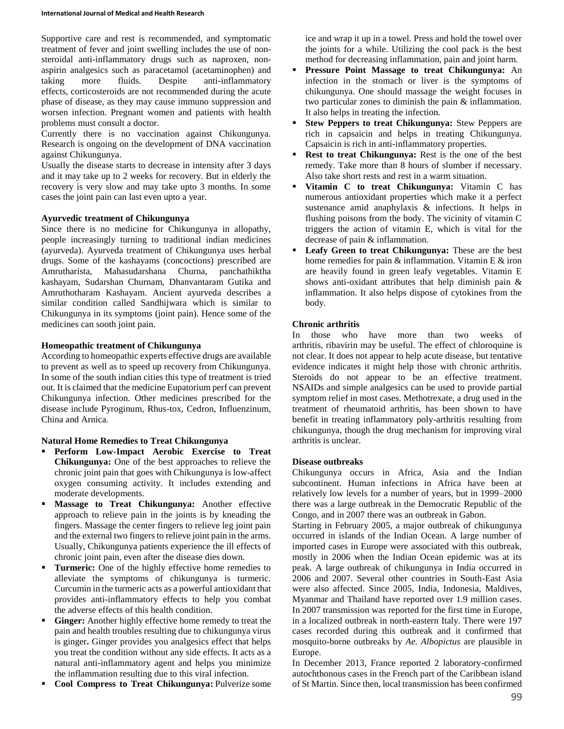Supportive care and rest is recommended, and symptomatic treatment of fever and joint swelling includes the use of non-steroidal anti-inflammatory drugs such as naproxen, non-aspirin analgesics such as paracetamol (acetaminophen) and taking more fluids. Despite anti-inflammatory effects, corticosteroids are not recommended during the acute phase of disease, as they may cause immuno suppression and worsen infection. Pregnant women and patients with health problems must consult a doctor.

Currently there is no vaccination against Chikungunya. Research is ongoing on the development of DNA vaccination against Chikungunya.

Usually the disease starts to decrease in intensity after 3 days and it may take up to 2 weeks for recovery. But in elderly the recovery is very slow and may take upto 3 months. In some cases the joint pain can last even upto a year.

**Ayurvedic treatment of Chikungunya**

Since there is no medicine for Chikungunya in allopathy, people increasingly turning to traditional indian medicines (ayurveda). Ayurveda treatment of Chikungunya uses herbal drugs. Some of the kashayams (concoctions) prescribed are Amrutharista, Mahasudarshana Churna, panchathiktha kashayam, Sudarshan Churnam, Dhanvantaram Gutika and Amruthotharam Kashayam. Ancient ayurveda describes a similar condition called Sandhijwara which is similar to Chikungunya in its symptoms (joint pain). Hence some of the medicines can sooth joint pain.

**Homeopathic treatment of Chikungunya**

According to homeopathic experts effective drugs are available to prevent as well as to speed up recovery from Chikungunya. In some of the south indian cities this type of treatment is tried out. It is claimed that the medicine Eupatorium perf can prevent Chikungunya infection. Other medicines prescribed for the disease include Pyroginum, Rhus-tox, Cedron, Influenzinum, China and Arnica.

**Natural Home Remedies to Treat Chikungunya**

- **Perform Low-Impact Aerobic Exercise to Treat Chikungunya:** One of the best approaches to relieve the chronic joint pain that goes with Chikungunya is low-affect oxygen consuming activity. It includes extending and moderate developments.
- **Massage to Treat Chikungunya:** Another effective approach to relieve pain in the joints is by kneading the fingers. Massage the center fingers to relieve leg joint pain and the external two fingers to relieve joint pain in the arms. Usually, Chikungunya patients experience the ill effects of chronic joint pain, even after the disease dies down.
- **Turmeric:** One of the highly effective home remedies to alleviate the symptoms of chikungunya is turmeric. Curcumin in the turmeric acts as a powerful antioxidant that provides anti-inflammatory effects to help you combat the adverse effects of this health condition.
- **Ginger:** Another highly effective home remedy to treat the pain and health troubles resulting due to chikungunya virus is ginger**.** Ginger provides you analgesics effect that helps you treat the condition without any side effects. It acts as a natural anti-inflammatory agent and helps you minimize the inflammation resulting due to this viral infection.
- **Cool Compress to Treat Chikungunya:** Pulverize some ice and wrap it up in a towel. Press and hold the towel over the joints for a while. Utilizing the cool pack is the best method for decreasing inflammation, pain and joint harm.
- **Pressure Point Massage to treat Chikungunya:** An infection in the stomach or liver is the symptoms of chikungunya. One should massage the weight focuses in two particular zones to diminish the pain & inflammation. It also helps in treating the infection.
- **Stew Peppers to treat Chikungunya:** Stew Peppers are rich in capsaicin and helps in treating Chikungunya. Capsaicin is rich in anti-inflammatory properties.
- **Rest to treat Chikungunya:** Rest is the one of the best remedy. Take more than 8 hours of slumber if necessary. Also take short rests and rest in a warm situation.
- **Vitamin C to treat Chikungunya:** Vitamin C has numerous antioxidant properties which make it a perfect sustenance amid anaphylaxis & infections. It helps in flushing poisons from the body. The vicinity of vitamin C triggers the action of vitamin E, which is vital for the decrease of pain & inflammation.
- **Leafy Green to treat Chikungunya:** These are the best home remedies for pain & inflammation. Vitamin E & iron are heavily found in green leafy vegetables. Vitamin E shows anti-oxidant attributes that help diminish pain & inflammation. It also helps dispose of cytokines from the body.

**Chronic arthritis**

In those who have more than two weeks of arthritis, ribavirin may be useful. The effect of chloroquine is not clear. It does not appear to help acute disease, but tentative evidence indicates it might help those with chronic arthritis. Steroids do not appear to be an effective treatment. NSAIDs and simple analgesics can be used to provide partial symptom relief in most cases. Methotrexate, a drug used in the treatment of rheumatoid arthritis, has been shown to have benefit in treating inflammatory poly-arthritis resulting from chikungunya, though the drug mechanism for improving viral arthritis is unclear.

**Disease outbreaks**

Chikungunya occurs in Africa, Asia and the Indian subcontinent. Human infections in Africa have been at relatively low levels for a number of years, but in 1999–2000 there was a large outbreak in the Democratic Republic of the Congo, and in 2007 there was an outbreak in Gabon.

Starting in February 2005, a major outbreak of chikungunya occurred in islands of the Indian Ocean. A large number of imported cases in Europe were associated with this outbreak, mostly in 2006 when the Indian Ocean epidemic was at its peak. A large outbreak of chikungunya in India occurred in 2006 and 2007. Several other countries in South-East Asia were also affected. Since 2005, India, Indonesia, Maldives, Myanmar and Thailand have reported over 1.9 million cases. In 2007 transmission was reported for the first time in Europe, in a localized outbreak in north-eastern Italy. There were 197 cases recorded during this outbreak and it confirmed that mosquito-borne outbreaks by *Ae. Albopictus* are plausible in Europe.

In December 2013, France reported 2 laboratory-confirmed autochthonous cases in the French part of the Caribbean island of St Martin. Since then, local transmission has been confirmed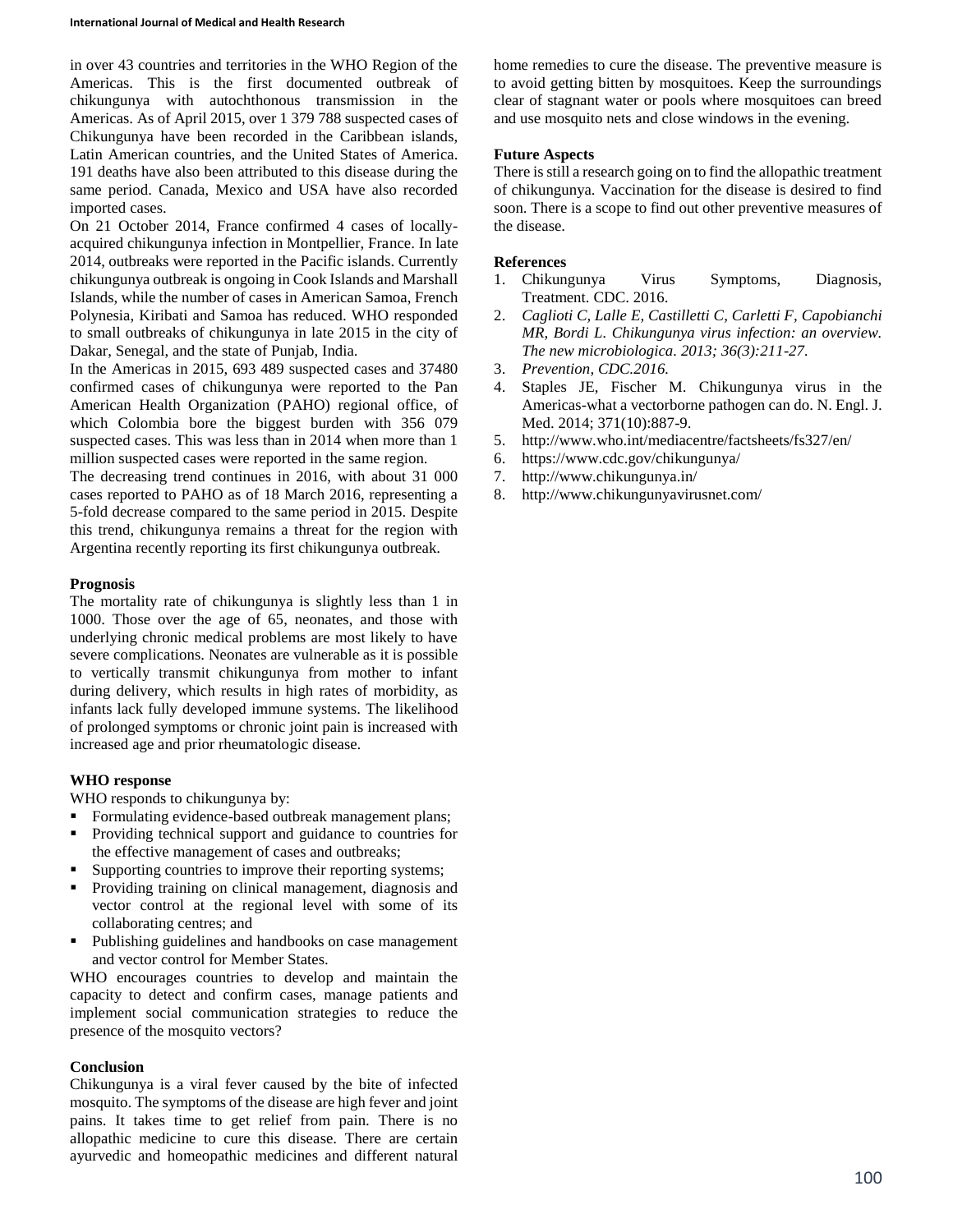in over 43 countries and territories in the WHO Region of the Americas. This is the first documented outbreak of chikungunya with autochthonous transmission in the Americas. As of April 2015, over 1 379 788 suspected cases of Chikungunya have been recorded in the Caribbean islands, Latin American countries, and the United States of America. 191 deaths have also been attributed to this disease during the same period. Canada, Mexico and USA have also recorded imported cases.

On 21 October 2014, France confirmed 4 cases of locally-acquired chikungunya infection in Montpellier, France. In late 2014, outbreaks were reported in the Pacific islands. Currently chikungunya outbreak is ongoing in Cook Islands and Marshall Islands, while the number of cases in American Samoa, French Polynesia, Kiribati and Samoa has reduced. WHO responded to small outbreaks of chikungunya in late 2015 in the city of Dakar, Senegal, and the state of Punjab, India.

In the Americas in 2015, 693 489 suspected cases and 37480 confirmed cases of chikungunya were reported to the Pan American Health Organization (PAHO) regional office, of which Colombia bore the biggest burden with 356 079 suspected cases. This was less than in 2014 when more than 1 million suspected cases were reported in the same region.

The decreasing trend continues in 2016, with about 31 000 cases reported to PAHO as of 18 March 2016, representing a 5-fold decrease compared to the same period in 2015. Despite this trend, chikungunya remains a threat for the region with Argentina recently reporting its first chikungunya outbreak.

**Prognosis**

The mortality rate of chikungunya is slightly less than 1 in 1000. Those over the age of 65, neonates, and those with underlying chronic medical problems are most likely to have severe complications. Neonates are vulnerable as it is possible to vertically transmit chikungunya from mother to infant during delivery, which results in high rates of morbidity, as infants lack fully developed immune systems. The likelihood of prolonged symptoms or chronic joint pain is increased with increased age and prior rheumatologic disease.

**WHO response**

WHO responds to chikungunya by:

- Formulating evidence-based outbreak management plans;
- Providing technical support and guidance to countries for the effective management of cases and outbreaks;
- Supporting countries to improve their reporting systems;
- Providing training on clinical management, diagnosis and vector control at the regional level with some of its collaborating centres; and
- Publishing guidelines and handbooks on case management and vector control for Member States.

WHO encourages countries to develop and maintain the capacity to detect and confirm cases, manage patients and implement social communication strategies to reduce the presence of the mosquito vectors?

**Conclusion**

Chikungunya is a viral fever caused by the bite of infected mosquito. The symptoms of the disease are high fever and joint pains. It takes time to get relief from pain. There is no allopathic medicine to cure this disease. There are certain ayurvedic and homeopathic medicines and different natural home remedies to cure the disease. The preventive measure is to avoid getting bitten by mosquitoes. Keep the surroundings clear of stagnant water or pools where mosquitoes can breed and use mosquito nets and close windows in the evening.

**Future Aspects**

There is still a research going on to find the allopathic treatment of chikungunya. Vaccination for the disease is desired to find soon. There is a scope to find out other preventive measures of the disease.

**References**

1. Chikungunya Virus Symptoms, Diagnosis, Treatment. CDC. 2016.
2. *Caglioti C, Lalle E, Castilletti C, Carletti F, Capobianchi MR, Bordi L. Chikungunya virus infection: an overview. The new microbiologica. 2013; 36(3):211-27.*
3. *Prevention, CDC.2016.*
4. Staples JE, Fischer M. Chikungunya virus in the Americas-what a vectorborne pathogen can do. N. Engl. J. Med. 2014; 371(10):887-9.
5. http://www.who.int/mediacentre/factsheets/fs327/en/
6. https://www.cdc.gov/chikungunya/
7. http://www.chikungunya.in/
8. http://www.chikungunyavirusnet.com/